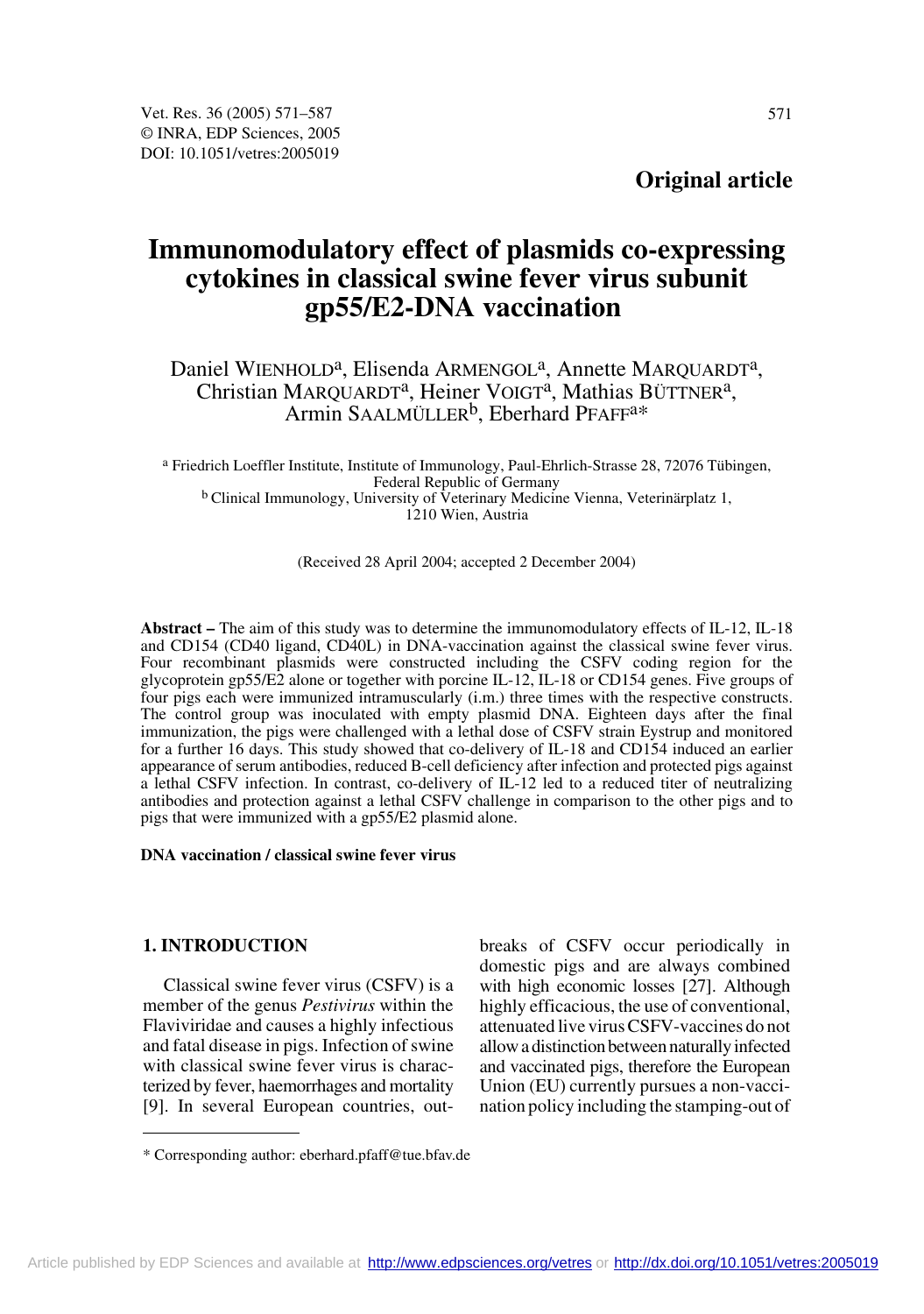**Original article**

# Immunomodulatory effect of plasmids co-expressing cytokines in classical swine fever virus subunit gp55/E2-DNA vaccination

Daniel WIENHOLD[a], Elisenda ARMENGOL[a], Annette MARQUARDT[a], Christian MARQUARDT[a], Heiner VOIGT[a], Mathias BÜTTNER[a], Armin SAALMÜLLER[b], Eberhard PFAFF[a]*

[a] Friedrich Loeffler Institute, Institute of Immunology, Paul-Ehrlich-Strasse 28, 72076 Tübingen, Federal Republic of Germany
[b] Clinical Immunology, University of Veterinary Medicine Vienna, Veterinärplatz 1, 1210 Wien, Austria

(Received 28 April 2004; accepted 2 December 2004)

**Abstract –** The aim of this study was to determine the immunomodulatory effects of IL-12, IL-18 and CD154 (CD40 ligand, CD40L) in DNA-vaccination against the classical swine fever virus. Four recombinant plasmids were constructed including the CSFV coding region for the glycoprotein gp55/E2 alone or together with porcine IL-12, IL-18 or CD154 genes. Five groups of four pigs each were immunized intramuscularly (i.m.) three times with the respective constructs. The control group was inoculated with empty plasmid DNA. Eighteen days after the final immunization, the pigs were challenged with a lethal dose of CSFV strain Eystrup and monitored for a further 16 days. This study showed that co-delivery of IL-18 and CD154 induced an earlier appearance of serum antibodies, reduced B-cell deficiency after infection and protected pigs against a lethal CSFV infection. In contrast, co-delivery of IL-12 led to a reduced titer of neutralizing antibodies and protection against a lethal CSFV challenge in comparison to the other pigs and to pigs that were immunized with a gp55/E2 plasmid alone.

**DNA vaccination / classical swine fever virus**

## 1. INTRODUCTION

Classical swine fever virus (CSFV) is a member of the genus *Pestivirus* within the Flaviviridae and causes a highly infectious and fatal disease in pigs. Infection of swine with classical swine fever virus is characterized by fever, haemorrhages and mortality [9]. In several European countries, outbreaks of CSFV occur periodically in domestic pigs and are always combined with high economic losses [27]. Although highly efficacious, the use of conventional, attenuated live virus CSFV-vaccines do not allow a distinction between naturally infected and vaccinated pigs, therefore the European Union (EU) currently pursues a non-vaccination policy including the stamping-out of

* Corresponding author: eberhard.pfaff@tue.bfav.de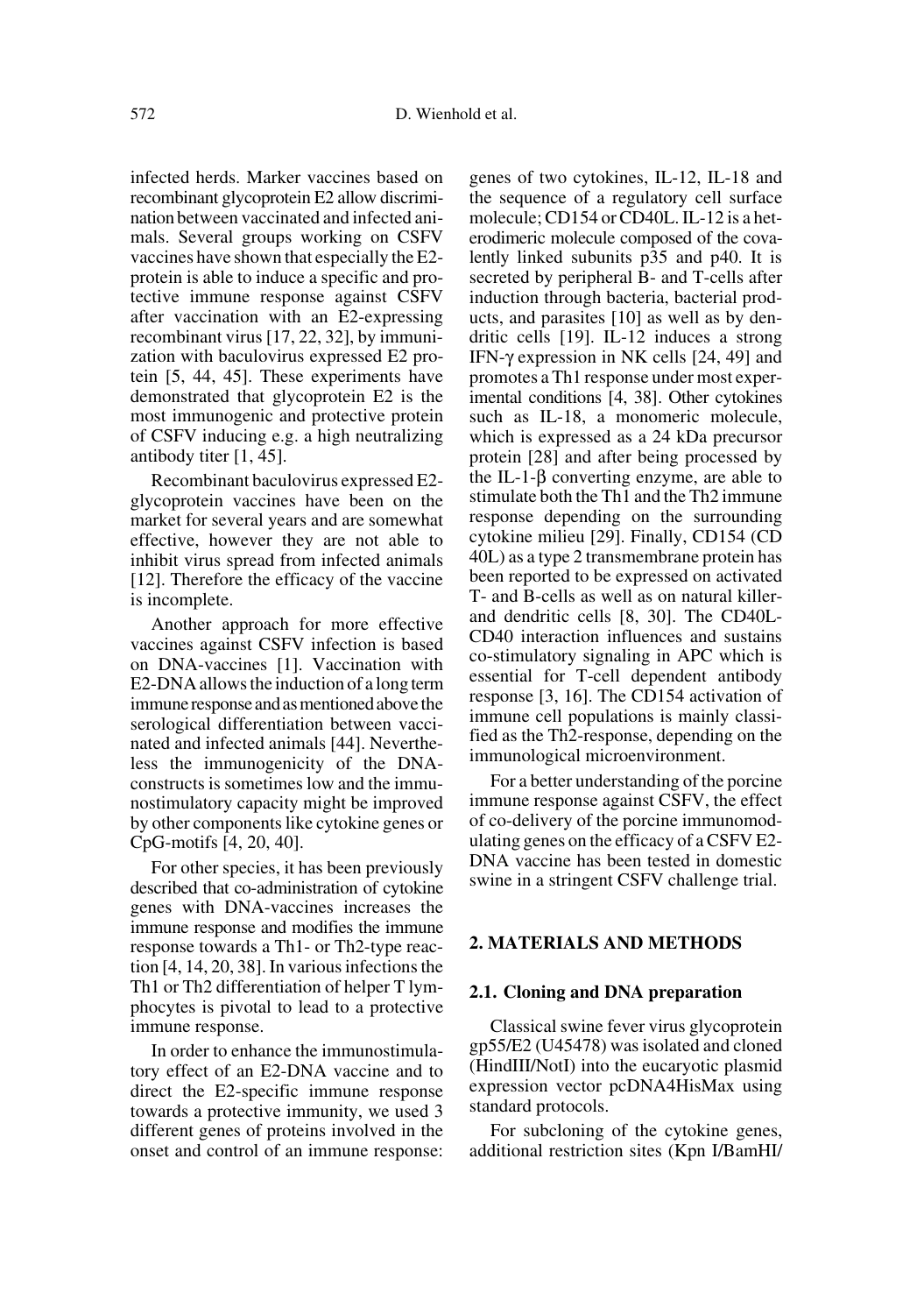infected herds. Marker vaccines based on recombinant glycoprotein E2 allow discrimination between vaccinated and infected animals. Several groups working on CSFV vaccines have shown that especially the E2-protein is able to induce a specific and protective immune response against CSFV after vaccination with an E2-expressing recombinant virus [17, 22, 32], by immunization with baculovirus expressed E2 protein [5, 44, 45]. These experiments have demonstrated that glycoprotein E2 is the most immunogenic and protective protein of CSFV inducing e.g. a high neutralizing antibody titer [1, 45].

Recombinant baculovirus expressed E2-glycoprotein vaccines have been on the market for several years and are somewhat effective, however they are not able to inhibit virus spread from infected animals [12]. Therefore the efficacy of the vaccine is incomplete.

Another approach for more effective vaccines against CSFV infection is based on DNA-vaccines [1]. Vaccination with E2-DNA allows the induction of a long term immune response and as mentioned above the serological differentiation between vaccinated and infected animals [44]. Nevertheless the immunogenicity of the DNA-constructs is sometimes low and the immunostimulatory capacity might be improved by other components like cytokine genes or CpG-motifs [4, 20, 40].

For other species, it has been previously described that co-administration of cytokine genes with DNA-vaccines increases the immune response and modifies the immune response towards a Th1- or Th2-type reaction [4, 14, 20, 38]. In various infections the Th1 or Th2 differentiation of helper T lymphocytes is pivotal to lead to a protective immune response.

In order to enhance the immunostimulatory effect of an E2-DNA vaccine and to direct the E2-specific immune response towards a protective immunity, we used 3 different genes of proteins involved in the onset and control of an immune response: genes of two cytokines, IL-12, IL-18 and the sequence of a regulatory cell surface molecule; CD154 or CD40L. IL-12 is a heterodimeric molecule composed of the covalently linked subunits p35 and p40. It is secreted by peripheral B- and T-cells after induction through bacteria, bacterial products, and parasites [10] as well as by dendritic cells [19]. IL-12 induces a strong IFN-γ expression in NK cells [24, 49] and promotes a Th1 response under most experimental conditions [4, 38]. Other cytokines such as IL-18, a monomeric molecule, which is expressed as a 24 kDa precursor protein [28] and after being processed by the IL-1-β converting enzyme, are able to stimulate both the Th1 and the Th2 immune response depending on the surrounding cytokine milieu [29]. Finally, CD154 (CD 40L) as a type 2 transmembrane protein has been reported to be expressed on activated T- and B-cells as well as on natural killer- and dendritic cells [8, 30]. The CD40L-CD40 interaction influences and sustains co-stimulatory signaling in APC which is essential for T-cell dependent antibody response [3, 16]. The CD154 activation of immune cell populations is mainly classified as the Th2-response, depending on the immunological microenvironment.

For a better understanding of the porcine immune response against CSFV, the effect of co-delivery of the porcine immunomodulating genes on the efficacy of a CSFV E2-DNA vaccine has been tested in domestic swine in a stringent CSFV challenge trial.

## 2. MATERIALS AND METHODS

### 2.1. Cloning and DNA preparation

Classical swine fever virus glycoprotein gp55/E2 (U45478) was isolated and cloned (HindIII/NotI) into the eucaryotic plasmid expression vector pcDNA4HisMax using standard protocols.

For subcloning of the cytokine genes, additional restriction sites (Kpn I/BamHI/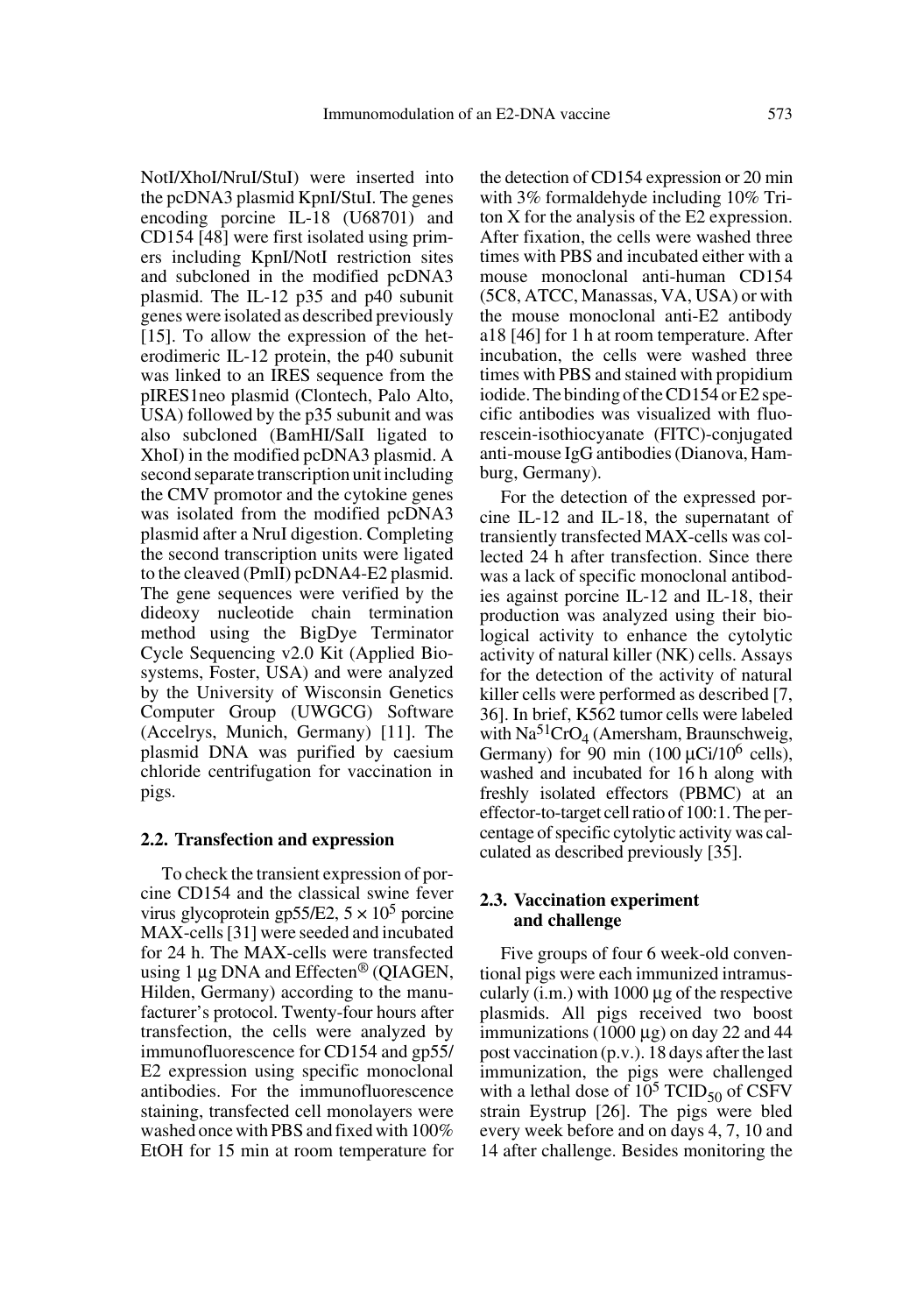NotI/XhoI/NruI/StuI) were inserted into the pcDNA3 plasmid KpnI/StuI. The genes encoding porcine IL-18 (U68701) and CD154 [48] were first isolated using primers including KpnI/NotI restriction sites and subcloned in the modified pcDNA3 plasmid. The IL-12 p35 and p40 subunit genes were isolated as described previously [15]. To allow the expression of the heterodimeric IL-12 protein, the p40 subunit was linked to an IRES sequence from the pIRES1neo plasmid (Clontech, Palo Alto, USA) followed by the p35 subunit and was also subcloned (BamHI/SalI ligated to XhoI) in the modified pcDNA3 plasmid. A second separate transcription unit including the CMV promotor and the cytokine genes was isolated from the modified pcDNA3 plasmid after a NruI digestion. Completing the second transcription units were ligated to the cleaved (PmlI) pcDNA4-E2 plasmid. The gene sequences were verified by the dideoxy nucleotide chain termination method using the BigDye Terminator Cycle Sequencing v2.0 Kit (Applied Biosystems, Foster, USA) and were analyzed by the University of Wisconsin Genetics Computer Group (UWGCG) Software (Accelrys, Munich, Germany) [11]. The plasmid DNA was purified by caesium chloride centrifugation for vaccination in pigs.

## 2.2. Transfection and expression

To check the transient expression of porcine CD154 and the classical swine fever virus glycoprotein gp55/E2, $5 \times 10^5$ porcine MAX-cells [31] were seeded and incubated for 24 h. The MAX-cells were transfected using 1 µg DNA and Effecten® (QIAGEN, Hilden, Germany) according to the manufacturer's protocol. Twenty-four hours after transfection, the cells were analyzed by immunofluorescence for CD154 and gp55/E2 expression using specific monoclonal antibodies. For the immunofluorescence staining, transfected cell monolayers were washed once with PBS and fixed with 100% EtOH for 15 min at room temperature for the detection of CD154 expression or 20 min with 3% formaldehyde including 10% Triton X for the analysis of the E2 expression. After fixation, the cells were washed three times with PBS and incubated either with a mouse monoclonal anti-human CD154 (5C8, ATCC, Manassas, VA, USA) or with the mouse monoclonal anti-E2 antibody a18 [46] for 1 h at room temperature. After incubation, the cells were washed three times with PBS and stained with propidium iodide. The binding of the CD154 or E2 specific antibodies was visualized with fluorescein-isothiocyanate (FITC)-conjugated anti-mouse IgG antibodies (Dianova, Hamburg, Germany).

For the detection of the expressed porcine IL-12 and IL-18, the supernatant of transiently transfected MAX-cells was collected 24 h after transfection. Since there was a lack of specific monoclonal antibodies against porcine IL-12 and IL-18, their production was analyzed using their biological activity to enhance the cytolytic activity of natural killer (NK) cells. Assays for the detection of the activity of natural killer cells were performed as described [7, 36]. In brief, K562 tumor cells were labeled with $Na^{51}CrO_4$ (Amersham, Braunschweig, Germany) for 90 min (100 µCi/$10^6$ cells), washed and incubated for 16 h along with freshly isolated effectors (PBMC) at an effector-to-target cell ratio of 100:1. The percentage of specific cytolytic activity was calculated as described previously [35].

## 2.3. Vaccination experiment and challenge

Five groups of four 6 week-old conventional pigs were each immunized intramuscularly (i.m.) with 1000 µg of the respective plasmids. All pigs received two boost immunizations (1000 µg) on day 22 and 44 post vaccination (p.v.). 18 days after the last immunization, the pigs were challenged with a lethal dose of $10^5$ $TCID_{50}$ of CSFV strain Eystrup [26]. The pigs were bled every week before and on days 4, 7, 10 and 14 after challenge. Besides monitoring the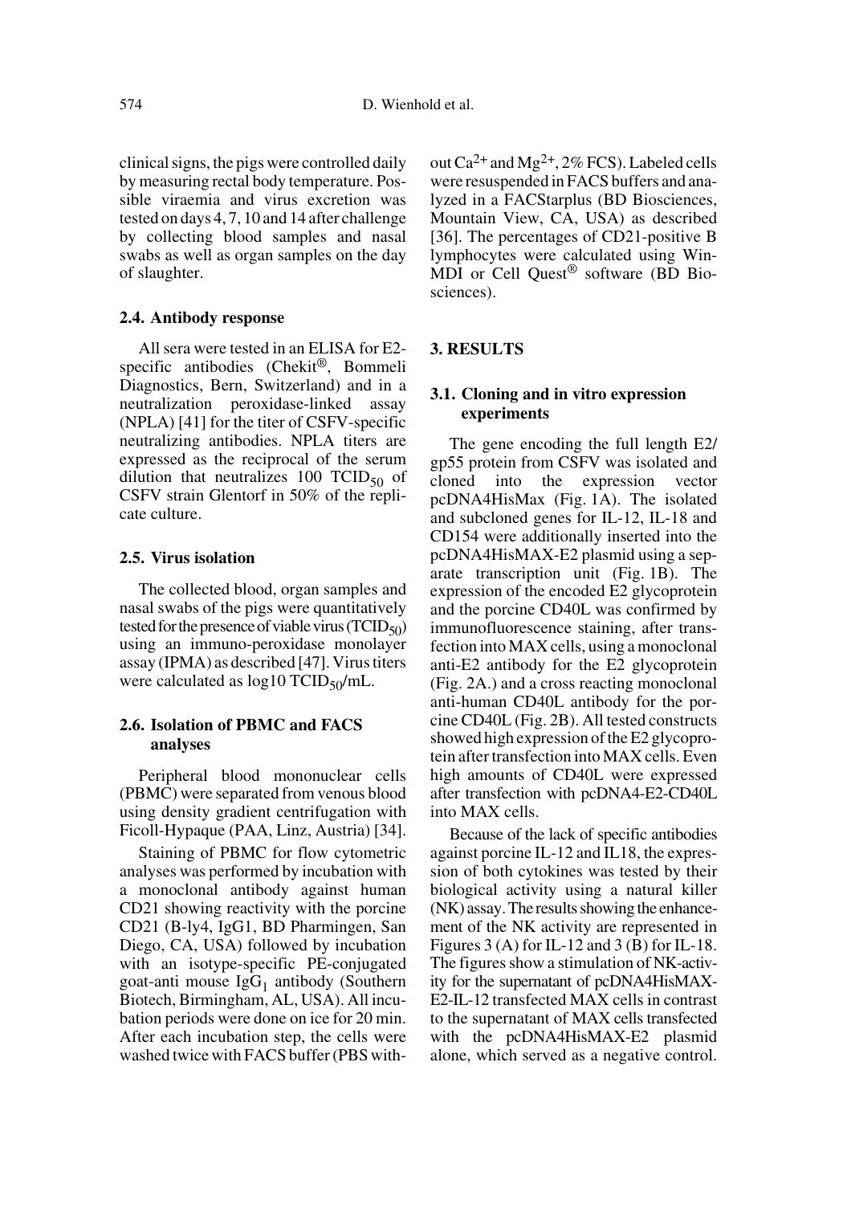clinical signs, the pigs were controlled daily by measuring rectal body temperature. Possible viraemia and virus excretion was tested on days 4, 7, 10 and 14 after challenge by collecting blood samples and nasal swabs as well as organ samples on the day of slaughter.

### 2.4. Antibody response

All sera were tested in an ELISA for E2-specific antibodies (Chekit®, Bommeli Diagnostics, Bern, Switzerland) and in a neutralization peroxidase-linked assay (NPLA) [41] for the titer of CSFV-specific neutralizing antibodies. NPLA titers are expressed as the reciprocal of the serum dilution that neutralizes 100 $TCID_{50}$ of CSFV strain Glentorf in 50% of the replicate culture.

### 2.5. Virus isolation

The collected blood, organ samples and nasal swabs of the pigs were quantitatively tested for the presence of viable virus ($TCID_{50}$) using an immuno-peroxidase monolayer assay (IPMA) as described [47]. Virus titers were calculated as log10 $TCID_{50}$/mL.

### 2.6. Isolation of PBMC and FACS analyses

Peripheral blood mononuclear cells (PBMC) were separated from venous blood using density gradient centrifugation with Ficoll-Hypaque (PAA, Linz, Austria) [34].

Staining of PBMC for flow cytometric analyses was performed by incubation with a monoclonal antibody against human CD21 showing reactivity with the porcine CD21 (B-ly4, IgG1, BD Pharmingen, San Diego, CA, USA) followed by incubation with an isotype-specific PE-conjugated goat-anti mouse $IgG_1$ antibody (Southern Biotech, Birmingham, AL, USA). All incubation periods were done on ice for 20 min. After each incubation step, the cells were washed twice with FACS buffer (PBS without $Ca^{2+}$ and $Mg^{2+}$, 2% FCS). Labeled cells were resuspended in FACS buffers and analyzed in a FACStarplus (BD Biosciences, Mountain View, CA, USA) as described [36]. The percentages of CD21-positive B lymphocytes were calculated using WinMDI or Cell Quest® software (BD Biosciences).

## 3. RESULTS

### 3.1. Cloning and in vitro expression experiments

The gene encoding the full length E2/gp55 protein from CSFV was isolated and cloned into the expression vector pcDNA4HisMax (Fig. 1A). The isolated and subcloned genes for IL-12, IL-18 and CD154 were additionally inserted into the pcDNA4HisMAX-E2 plasmid using a separate transcription unit (Fig. 1B). The expression of the encoded E2 glycoprotein and the porcine CD40L was confirmed by immunofluorescence staining, after transfection into MAX cells, using a monoclonal anti-E2 antibody for the E2 glycoprotein (Fig. 2A.) and a cross reacting monoclonal anti-human CD40L antibody for the porcine CD40L (Fig. 2B). All tested constructs showed high expression of the E2 glycoprotein after transfection into MAX cells. Even high amounts of CD40L were expressed after transfection with pcDNA4-E2-CD40L into MAX cells.

Because of the lack of specific antibodies against porcine IL-12 and IL18, the expression of both cytokines was tested by their biological activity using a natural killer (NK) assay. The results showing the enhancement of the NK activity are represented in Figures 3 (A) for IL-12 and 3 (B) for IL-18. The figures show a stimulation of NK-activity for the supernatant of pcDNA4HisMAX-E2-IL-12 transfected MAX cells in contrast to the supernatant of MAX cells transfected with the pcDNA4HisMAX-E2 plasmid alone, which served as a negative control.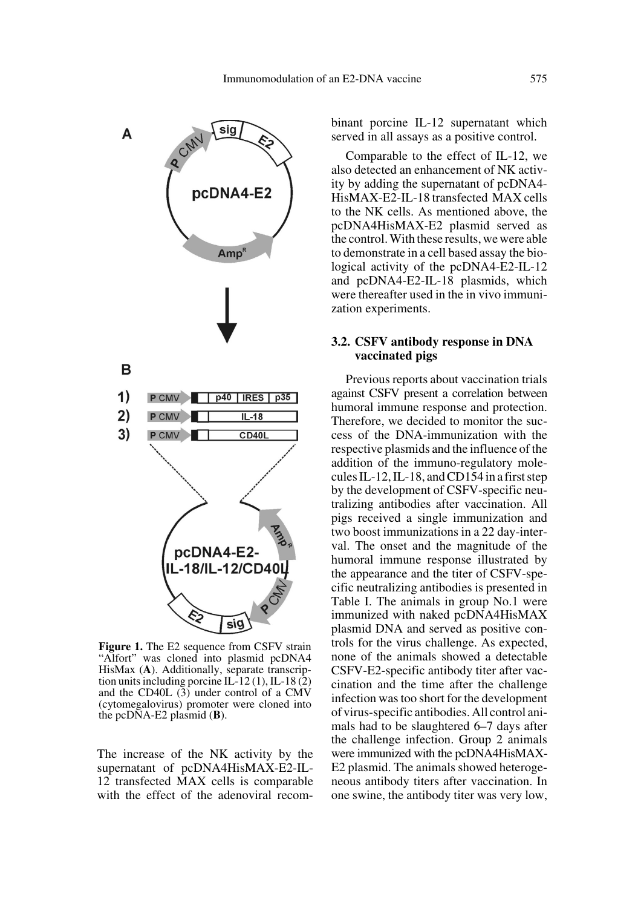Figure 1. The E2 sequence from CSFV strain "Alfort" was cloned into plasmid pcDNA4 HisMax (A). Additionally, separate transcription units including porcine IL-12 (1), IL-18 (2) and the CD40L (3) under control of a CMV (cytomegalovirus) promoter were cloned into the pcDNA-E2 plasmid (B).

The increase of the NK activity by the supernatant of pcDNA4HisMAX-E2-IL-12 transfected MAX cells is comparable with the effect of the adenoviral recombinant porcine IL-12 supernatant which served in all assays as a positive control.

Comparable to the effect of IL-12, we also detected an enhancement of NK activity by adding the supernatant of pcDNA4-HisMAX-E2-IL-18 transfected MAX cells to the NK cells. As mentioned above, the pcDNA4HisMAX-E2 plasmid served as the control. With these results, we were able to demonstrate in a cell based assay the biological activity of the pcDNA4-E2-IL-12 and pcDNA4-E2-IL-18 plasmids, which were thereafter used in the in vivo immunization experiments.

### 3.2. CSFV antibody response in DNA vaccinated pigs

Previous reports about vaccination trials against CSFV present a correlation between humoral immune response and protection. Therefore, we decided to monitor the success of the DNA-immunization with the respective plasmids and the influence of the addition of the immuno-regulatory molecules IL-12, IL-18, and CD154 in a first step by the development of CSFV-specific neutralizing antibodies after vaccination. All pigs received a single immunization and two boost immunizations in a 22 day-interval. The onset and the magnitude of the humoral immune response illustrated by the appearance and the titer of CSFV-specific neutralizing antibodies is presented in Table I. The animals in group No.1 were immunized with naked pcDNA4HisMAX plasmid DNA and served as positive controls for the virus challenge. As expected, none of the animals showed a detectable CSFV-E2-specific antibody titer after vaccination and the time after the challenge infection was too short for the development of virus-specific antibodies. All control animals had to be slaughtered 6–7 days after the challenge infection. Group 2 animals were immunized with the pcDNA4HisMAX-E2 plasmid. The animals showed heterogeneous antibody titers after vaccination. In one swine, the antibody titer was very low,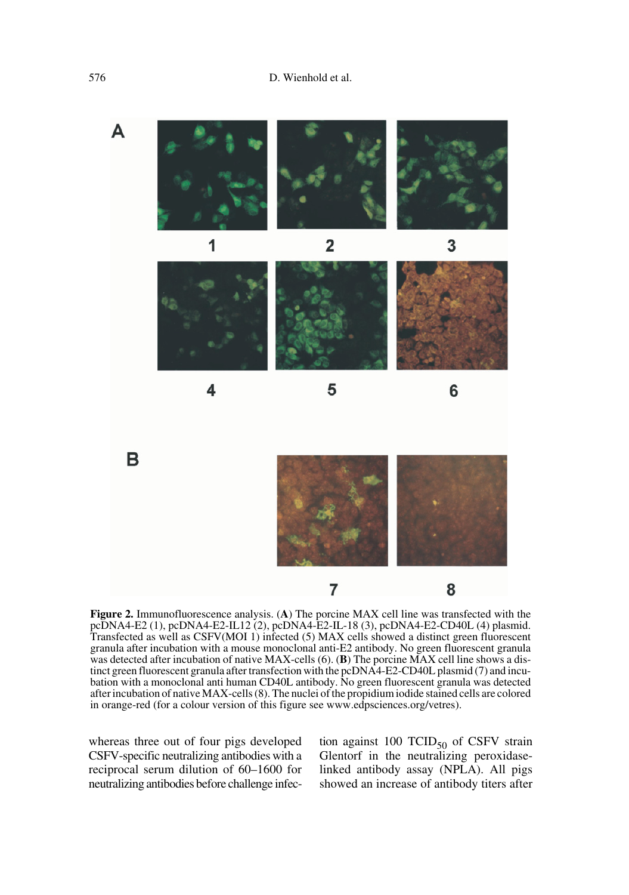**Figure 2.** Immunofluorescence analysis. (**A**) The porcine MAX cell line was transfected with the pcDNA4-E2 (1), pcDNA4-E2-IL12 (2), pcDNA4-E2-IL-18 (3), pcDNA4-E2-CD40L (4) plasmid. Transfected as well as CSFV(MOI 1) infected (5) MAX cells showed a distinct green fluorescent granula after incubation with a mouse monoclonal anti-E2 antibody. No green fluorescent granula was detected after incubation of native MAX-cells (6). (**B**) The porcine MAX cell line shows a distinct green fluorescent granula after transfection with the pcDNA4-E2-CD40L plasmid (7) and incubation with a monoclonal anti human CD40L antibody. No green fluorescent granula was detected after incubation of native MAX-cells (8). The nuclei of the propidium iodide stained cells are colored in orange-red (for a colour version of this figure see www.edpsciences.org/vetres).

whereas three out of four pigs developed CSFV-specific neutralizing antibodies with a reciprocal serum dilution of 60–1600 for neutralizing antibodies before challenge infection against 100 $TCID_{50}$ of CSFV strain Glentorf in the neutralizing peroxidase-linked antibody assay (NPLA). All pigs showed an increase of antibody titers after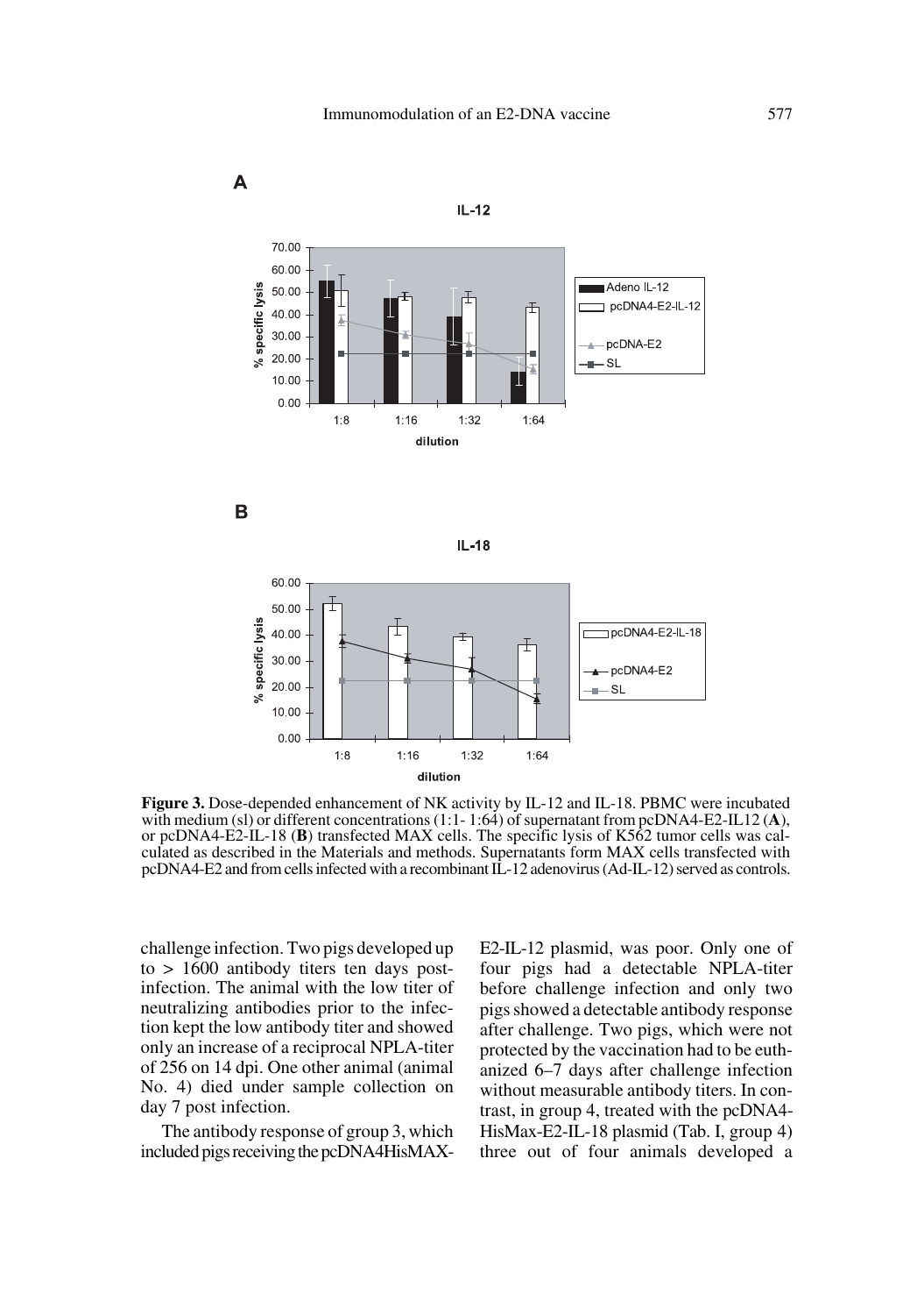**Figure 3.** Dose-depended enhancement of NK activity by IL-12 and IL-18. PBMC were incubated with medium (sl) or different concentrations (1:1- 1:64) of supernatant from pcDNA4-E2-IL12 (**A**), or pcDNA4-E2-IL-18 (**B**) transfected MAX cells. The specific lysis of K562 tumor cells was calculated as described in the Materials and methods. Supernatants form MAX cells transfected with pcDNA4-E2 and from cells infected with a recombinant IL-12 adenovirus (Ad-IL-12) served as controls.

challenge infection. Two pigs developed up to > 1600 antibody titers ten days post-infection. The animal with the low titer of neutralizing antibodies prior to the infection kept the low antibody titer and showed only an increase of a reciprocal NPLA-titer of 256 on 14 dpi. One other animal (animal No. 4) died under sample collection on day 7 post infection.

The antibody response of group 3, which included pigs receiving the pcDNA4HisMAX-E2-IL-12 plasmid, was poor. Only one of four pigs had a detectable NPLA-titer before challenge infection and only two pigs showed a detectable antibody response after challenge. Two pigs, which were not protected by the vaccination had to be euthanized 6–7 days after challenge infection without measurable antibody titers. In contrast, in group 4, treated with the pcDNA4-HisMax-E2-IL-18 plasmid (Tab. I, group 4) three out of four animals developed a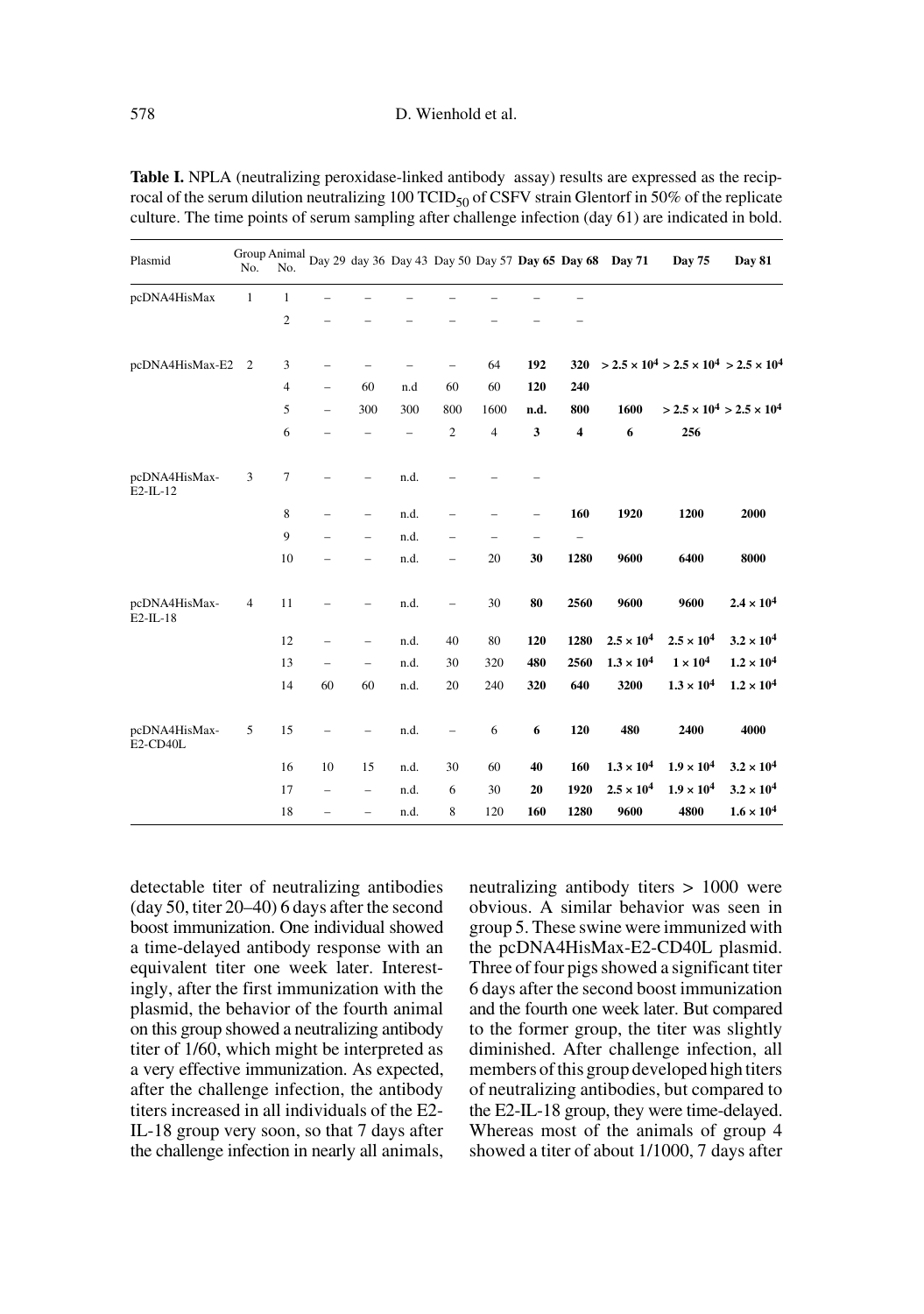**Table I.** NPLA (neutralizing peroxidase-linked antibody assay) results are expressed as the reciprocal of the serum dilution neutralizing 100 $TCID_{50}$ of CSFV strain Glentorf in 50% of the replicate culture. The time points of serum sampling after challenge infection (day 61) are indicated in bold.

| Plasmid | Group No. | Animal No. | Day 29 | day 36 | Day 43 | Day 50 | Day 57 | **Day 65** | **Day 68** | **Day 71** | **Day 75** | **Day 81** |
|---|---|---|---|---|---|---|---|---|---|---|---|---|
| pcDNA4HisMax | 1 | 1 | – | – | – | – | – | – | – | | | |
| | | 2 | – | – | – | – | – | – | – | | | |
| pcDNA4HisMax-E2 | 2 | 3 | – | – | – | – | 64 | **192** | **320** | **> 2.5 × 10⁴** | **> 2.5 × 10⁴** | **> 2.5 × 10⁴** |
| | | 4 | – | 60 | n.d | 60 | 60 | **120** | **240** | | | |
| | | 5 | – | 300 | 300 | 800 | 1600 | **n.d.** | **800** | **1600** | **> 2.5 × 10⁴** | **> 2.5 × 10⁴** |
| | | 6 | – | – | – | 2 | 4 | **3** | **4** | **6** | **256** | |
| pcDNA4HisMax-E2-IL-12 | 3 | 7 | – | – | n.d. | – | – | – | | | | |
| | | 8 | – | – | n.d. | – | – | – | **160** | **1920** | **1200** | **2000** |
| | | 9 | – | – | n.d. | – | – | – | – | | | |
| | | 10 | – | – | n.d. | – | 20 | **30** | **1280** | **9600** | **6400** | **8000** |
| pcDNA4HisMax-E2-IL-18 | 4 | 11 | – | – | n.d. | – | 30 | **80** | **2560** | **9600** | **9600** | **$2.4 \times 10^4$** |
| | | 12 | – | – | n.d. | 40 | 80 | **120** | **1280** | **$2.5 \times 10^4$** | **$2.5 \times 10^4$** | **$3.2 \times 10^4$** |
| | | 13 | – | – | n.d. | 30 | 320 | **480** | **2560** | **$1.3 \times 10^4$** | **$1 \times 10^4$** | **$1.2 \times 10^4$** |
| | | 14 | 60 | 60 | n.d. | 20 | 240 | **320** | **640** | **3200** | **$1.3 \times 10^4$** | **$1.2 \times 10^4$** |
| pcDNA4HisMax-E2-CD40L | 5 | 15 | – | – | n.d. | – | 6 | **6** | **120** | **480** | **2400** | **4000** |
| | | 16 | 10 | 15 | n.d. | 30 | 60 | **40** | **160** | **$1.3 \times 10^4$** | **$1.9 \times 10^4$** | **$3.2 \times 10^4$** |
| | | 17 | – | – | n.d. | 6 | 30 | **20** | **1920** | **$2.5 \times 10^4$** | **$1.9 \times 10^4$** | **$3.2 \times 10^4$** |
| | | 18 | – | – | n.d. | 8 | 120 | **160** | **1280** | **9600** | **4800** | **$1.6 \times 10^4$** |

detectable titer of neutralizing antibodies (day 50, titer 20–40) 6 days after the second boost immunization. One individual showed a time-delayed antibody response with an equivalent titer one week later. Interestingly, after the first immunization with the plasmid, the behavior of the fourth animal on this group showed a neutralizing antibody titer of 1/60, which might be interpreted as a very effective immunization. As expected, after the challenge infection, the antibody titers increased in all individuals of the E2-IL-18 group very soon, so that 7 days after the challenge infection in nearly all animals, neutralizing antibody titers > 1000 were obvious. A similar behavior was seen in group 5. These swine were immunized with the pcDNA4HisMax-E2-CD40L plasmid. Three of four pigs showed a significant titer 6 days after the second boost immunization and the fourth one week later. But compared to the former group, the titer was slightly diminished. After challenge infection, all members of this group developed high titers of neutralizing antibodies, but compared to the E2-IL-18 group, they were time-delayed. Whereas most of the animals of group 4 showed a titer of about 1/1000, 7 days after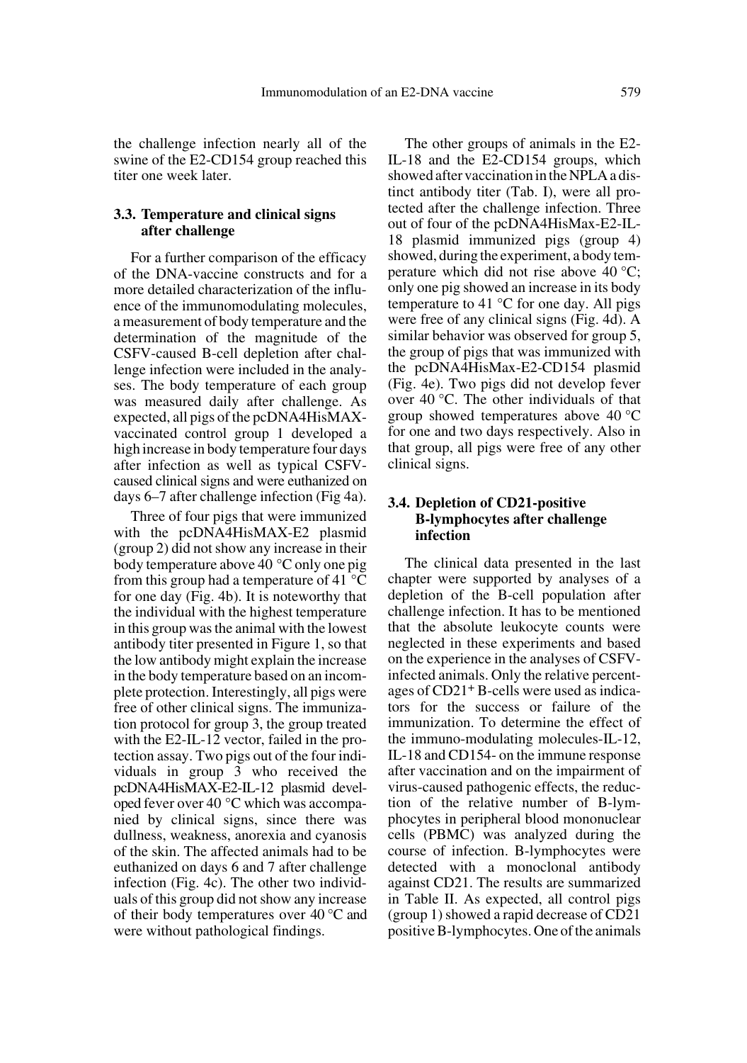the challenge infection nearly all of the swine of the E2-CD154 group reached this titer one week later.

### 3.3. Temperature and clinical signs after challenge

For a further comparison of the efficacy of the DNA-vaccine constructs and for a more detailed characterization of the influence of the immunomodulating molecules, a measurement of body temperature and the determination of the magnitude of the CSFV-caused B-cell depletion after challenge infection were included in the analyses. The body temperature of each group was measured daily after challenge. As expected, all pigs of the pcDNA4HisMAX-vaccinated control group 1 developed a high increase in body temperature four days after infection as well as typical CSFV-caused clinical signs and were euthanized on days 6–7 after challenge infection (Fig 4a).

Three of four pigs that were immunized with the pcDNA4HisMAX-E2 plasmid (group 2) did not show any increase in their body temperature above 40 °C only one pig from this group had a temperature of 41 °C for one day (Fig. 4b). It is noteworthy that the individual with the highest temperature in this group was the animal with the lowest antibody titer presented in Figure 1, so that the low antibody might explain the increase in the body temperature based on an incomplete protection. Interestingly, all pigs were free of other clinical signs. The immunization protocol for group 3, the group treated with the E2-IL-12 vector, failed in the protection assay. Two pigs out of the four individuals in group 3 who received the pcDNA4HisMAX-E2-IL-12 plasmid developed fever over 40 °C which was accompanied by clinical signs, since there was dullness, weakness, anorexia and cyanosis of the skin. The affected animals had to be euthanized on days 6 and 7 after challenge infection (Fig. 4c). The other two individuals of this group did not show any increase of their body temperatures over 40 °C and were without pathological findings.

The other groups of animals in the E2-IL-18 and the E2-CD154 groups, which showed after vaccination in the NPLA a distinct antibody titer (Tab. I), were all protected after the challenge infection. Three out of four of the pcDNA4HisMax-E2-IL-18 plasmid immunized pigs (group 4) showed, during the experiment, a body temperature which did not rise above 40 °C; only one pig showed an increase in its body temperature to 41 °C for one day. All pigs were free of any clinical signs (Fig. 4d). A similar behavior was observed for group 5, the group of pigs that was immunized with the pcDNA4HisMax-E2-CD154 plasmid (Fig. 4e). Two pigs did not develop fever over 40 °C. The other individuals of that group showed temperatures above 40 °C for one and two days respectively. Also in that group, all pigs were free of any other clinical signs.

### 3.4. Depletion of CD21-positive B-lymphocytes after challenge infection

The clinical data presented in the last chapter were supported by analyses of a depletion of the B-cell population after challenge infection. It has to be mentioned that the absolute leukocyte counts were neglected in these experiments and based on the experience in the analyses of CSFV-infected animals. Only the relative percentages of $CD21^{+}$ B-cells were used as indicators for the success or failure of the immunization. To determine the effect of the immuno-modulating molecules-IL-12, IL-18 and CD154- on the immune response after vaccination and on the impairment of virus-caused pathogenic effects, the reduction of the relative number of B-lymphocytes in peripheral blood mononuclear cells (PBMC) was analyzed during the course of infection. B-lymphocytes were detected with a monoclonal antibody against CD21. The results are summarized in Table II. As expected, all control pigs (group 1) showed a rapid decrease of CD21 positive B-lymphocytes. One of the animals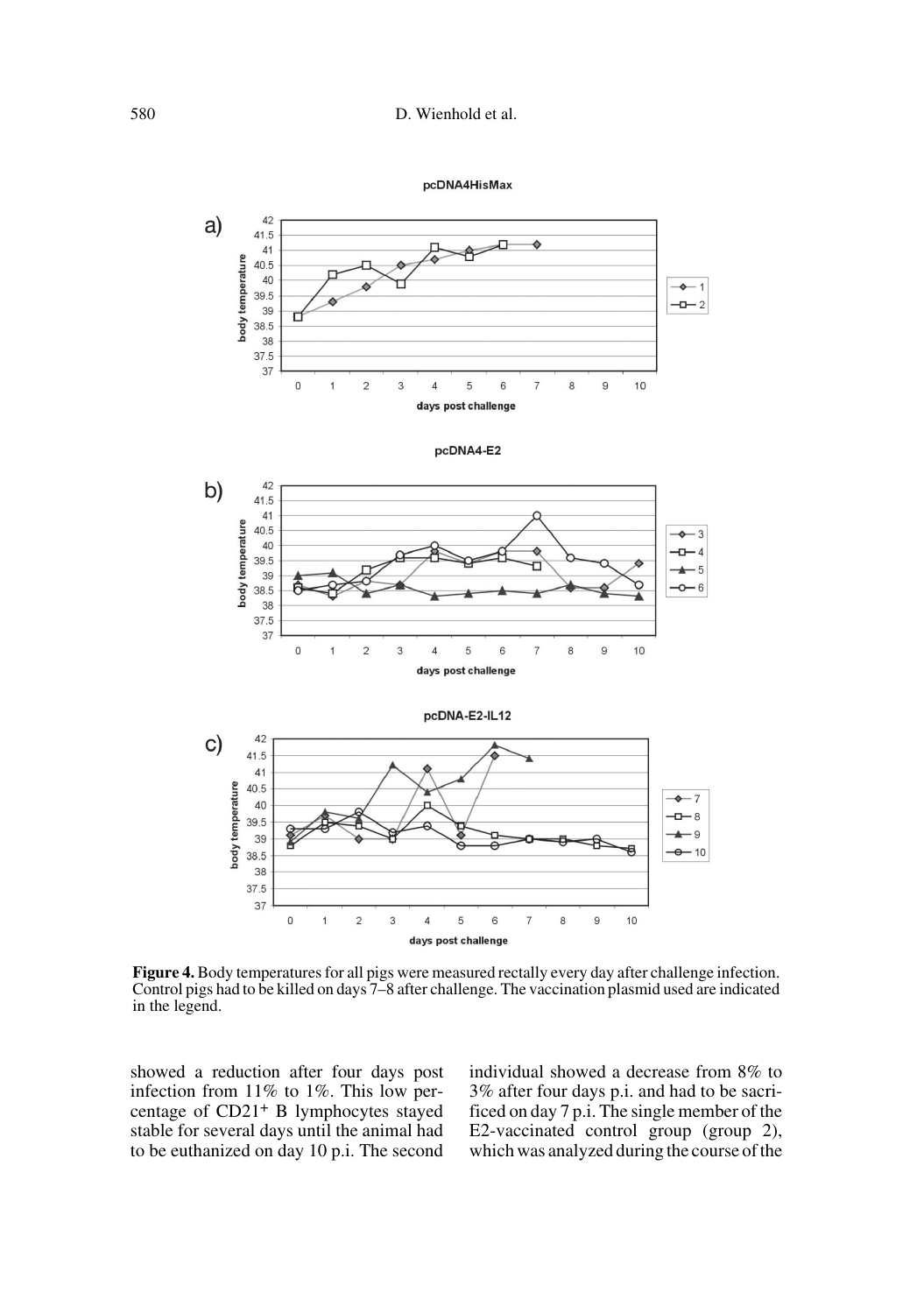**Figure 4.** Body temperatures for all pigs were measured rectally every day after challenge infection. Control pigs had to be killed on days 7–8 after challenge. The vaccination plasmid used are indicated in the legend.

showed a reduction after four days post infection from 11% to 1%. This low percentage of $CD21^+$ B lymphocytes stayed stable for several days until the animal had to be euthanized on day 10 p.i. The second individual showed a decrease from 8% to 3% after four days p.i. and had to be sacrificed on day 7 p.i. The single member of the E2-vaccinated control group (group 2), which was analyzed during the course of the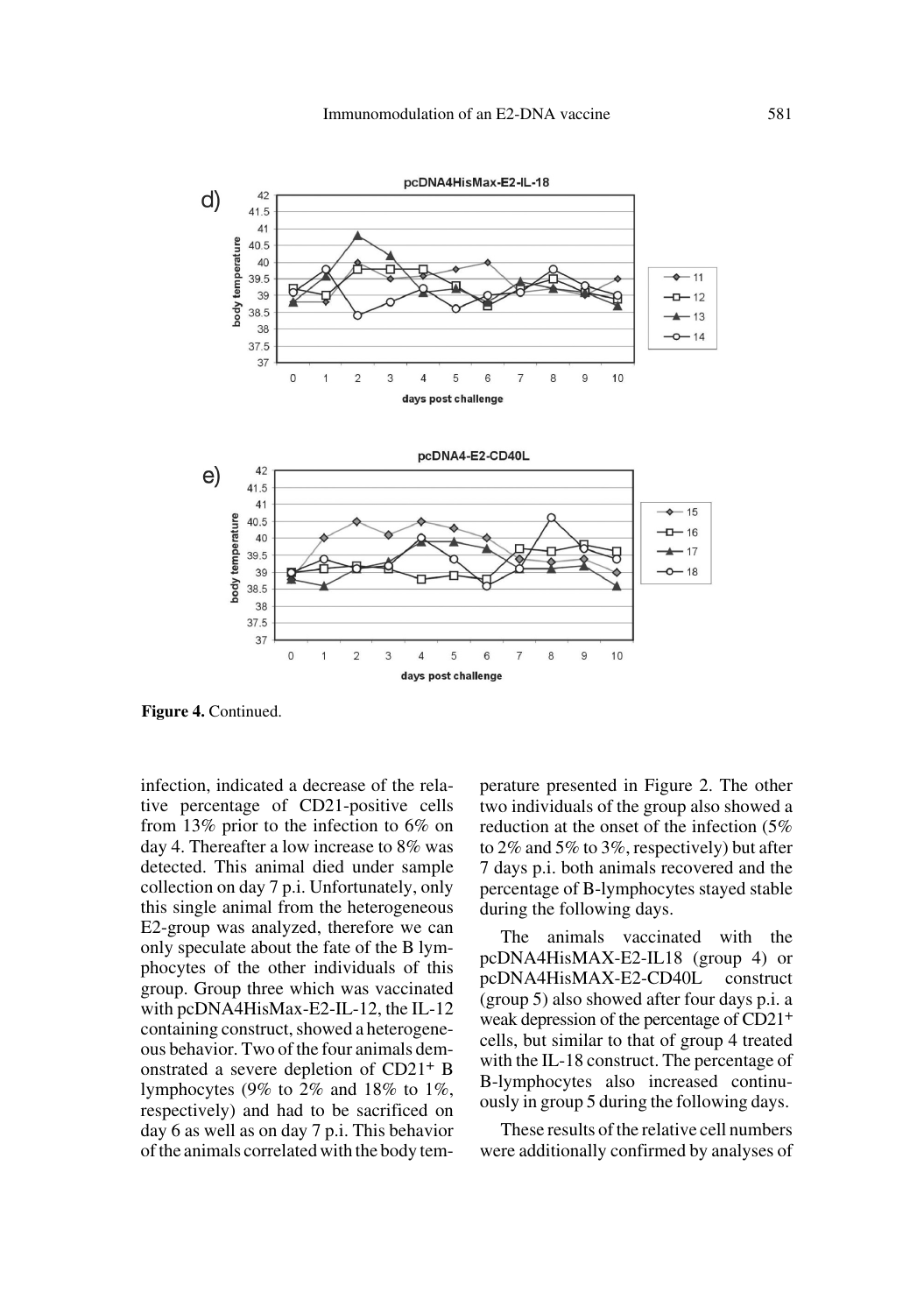**Figure 4.** Continued.

infection, indicated a decrease of the relative percentage of CD21-positive cells from 13% prior to the infection to 6% on day 4. Thereafter a low increase to 8% was detected. This animal died under sample collection on day 7 p.i. Unfortunately, only this single animal from the heterogeneous E2-group was analyzed, therefore we can only speculate about the fate of the B lymphocytes of the other individuals of this group. Group three which was vaccinated with pcDNA4HisMax-E2-IL-12, the IL-12 containing construct, showed a heterogeneous behavior. Two of the four animals demonstrated a severe depletion of $CD21^{+}$ B lymphocytes (9% to 2% and 18% to 1%, respectively) and had to be sacrificed on day 6 as well as on day 7 p.i. This behavior of the animals correlated with the body temperature presented in Figure 2. The other two individuals of the group also showed a reduction at the onset of the infection (5% to 2% and 5% to 3%, respectively) but after 7 days p.i. both animals recovered and the percentage of B-lymphocytes stayed stable during the following days.

The animals vaccinated with the pcDNA4HisMAX-E2-IL18 (group 4) or pcDNA4HisMAX-E2-CD40L construct (group 5) also showed after four days p.i. a weak depression of the percentage of $CD21^{+}$ cells, but similar to that of group 4 treated with the IL-18 construct. The percentage of B-lymphocytes also increased continuously in group 5 during the following days.

These results of the relative cell numbers were additionally confirmed by analyses of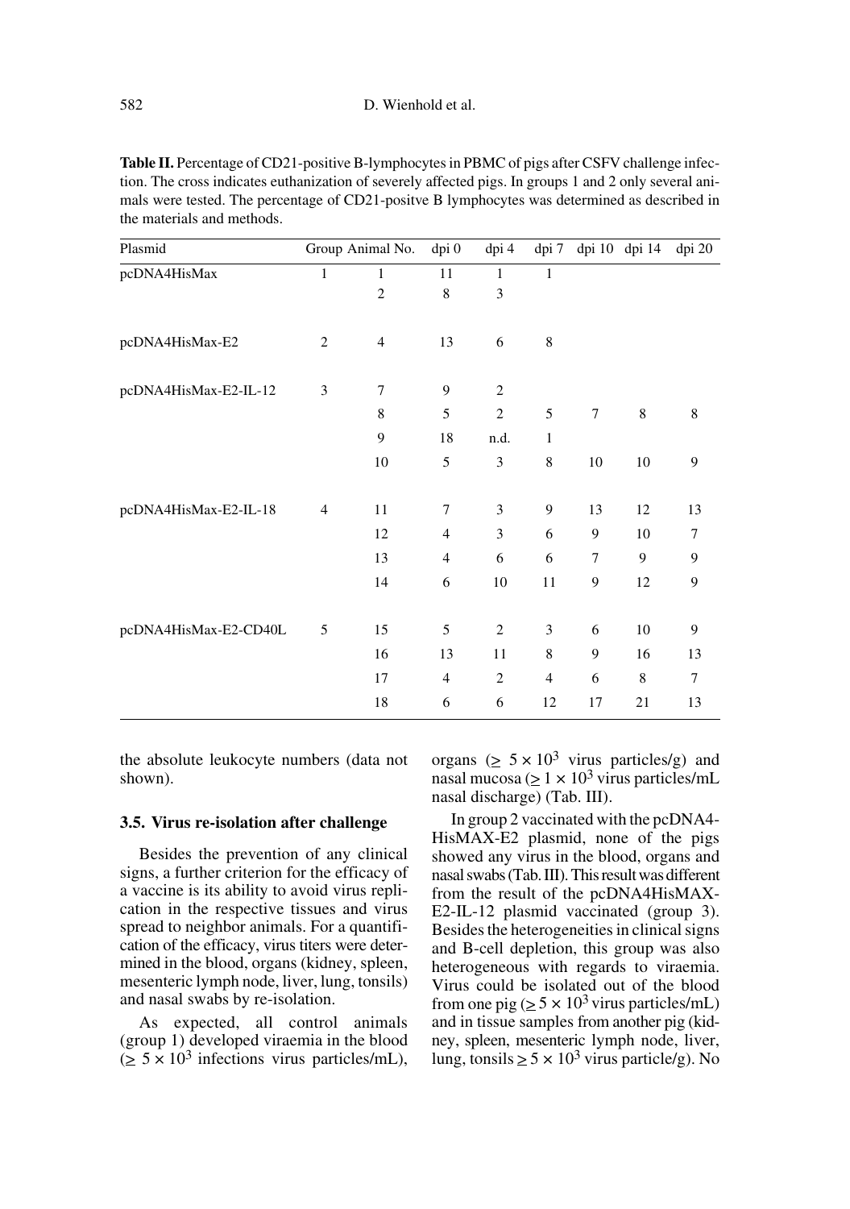**Table II.** Percentage of CD21-positive B-lymphocytes in PBMC of pigs after CSFV challenge infection. The cross indicates euthanization of severely affected pigs. In groups 1 and 2 only several animals were tested. The percentage of CD21-positve B lymphocytes was determined as described in the materials and methods.

| Plasmid | Group | Animal No. | dpi 0 | dpi 4 | dpi 7 | dpi 10 | dpi 14 | dpi 20 |
|---|---|---|---|---|---|---|---|---|
| pcDNA4HisMax | 1 | 1 | 11 | 1 | 1 | | | |
| | | 2 | 8 | 3 | | | | |
| pcDNA4HisMax-E2 | 2 | 4 | 13 | 6 | 8 | | | |
| pcDNA4HisMax-E2-IL-12 | 3 | 7 | 9 | 2 | | | | |
| | | 8 | 5 | 2 | 5 | 7 | 8 | 8 |
| | | 9 | 18 | n.d. | 1 | | | |
| | | 10 | 5 | 3 | 8 | 10 | 10 | 9 |
| pcDNA4HisMax-E2-IL-18 | 4 | 11 | 7 | 3 | 9 | 13 | 12 | 13 |
| | | 12 | 4 | 3 | 6 | 9 | 10 | 7 |
| | | 13 | 4 | 6 | 6 | 7 | 9 | 9 |
| | | 14 | 6 | 10 | 11 | 9 | 12 | 9 |
| pcDNA4HisMax-E2-CD40L | 5 | 15 | 5 | 2 | 3 | 6 | 10 | 9 |
| | | 16 | 13 | 11 | 8 | 9 | 16 | 13 |
| | | 17 | 4 | 2 | 4 | 6 | 8 | 7 |
| | | 18 | 6 | 6 | 12 | 17 | 21 | 13 |

the absolute leukocyte numbers (data not shown).

### 3.5. Virus re-isolation after challenge

Besides the prevention of any clinical signs, a further criterion for the efficacy of a vaccine is its ability to avoid virus replication in the respective tissues and virus spread to neighbor animals. For a quantification of the efficacy, virus titers were determined in the blood, organs (kidney, spleen, mesenteric lymph node, liver, lung, tonsils) and nasal swabs by re-isolation.

As expected, all control animals (group 1) developed viraemia in the blood ($\geq 5 \times 10^3$ infections virus particles/mL), organs ($\geq 5 \times 10^3$ virus particles/g) and nasal mucosa ($\geq 1 \times 10^3$ virus particles/mL nasal discharge) (Tab. III).

In group 2 vaccinated with the pcDNA4-HisMAX-E2 plasmid, none of the pigs showed any virus in the blood, organs and nasal swabs (Tab. III). This result was different from the result of the pcDNA4HisMAX-E2-IL-12 plasmid vaccinated (group 3). Besides the heterogeneities in clinical signs and B-cell depletion, this group was also heterogeneous with regards to viraemia. Virus could be isolated out of the blood from one pig ($\geq 5 \times 10^3$ virus particles/mL) and in tissue samples from another pig (kidney, spleen, mesenteric lymph node, liver, lung, tonsils $\geq 5 \times 10^3$ virus particle/g). No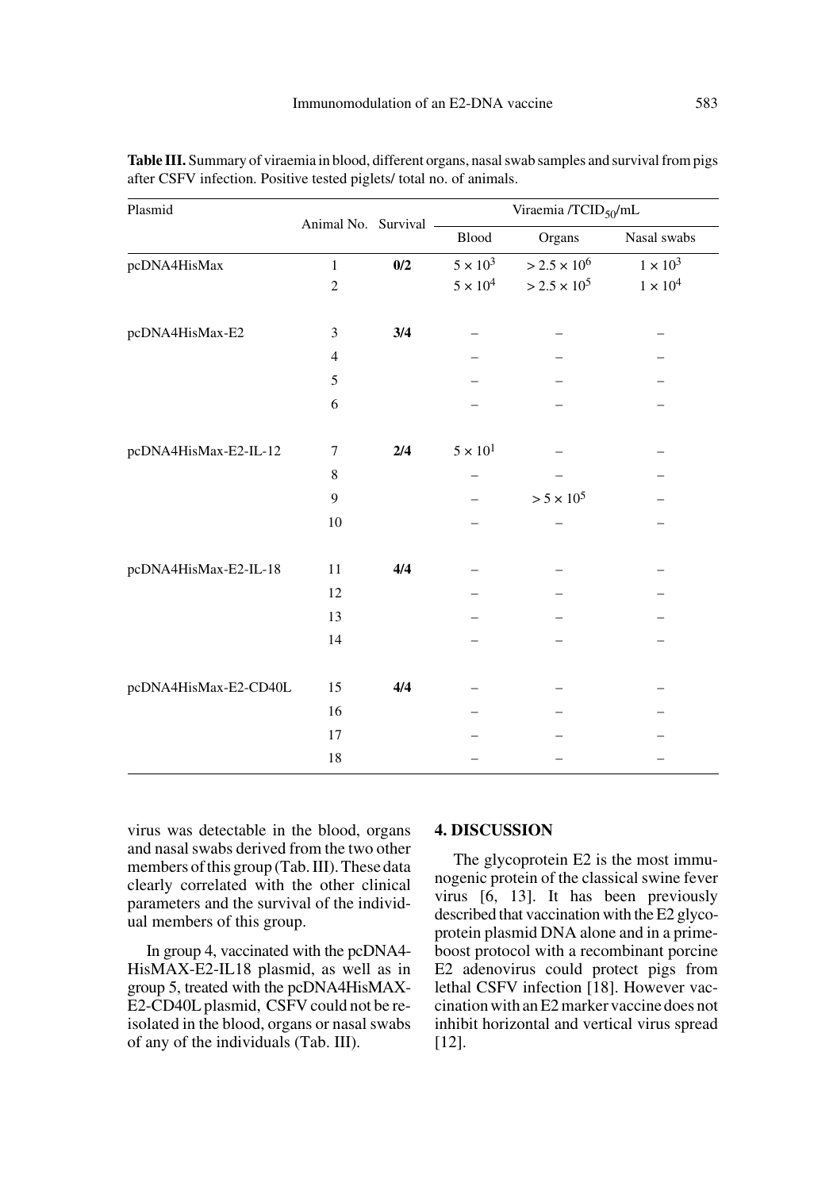**Table III.** Summary of viraemia in blood, different organs, nasal swab samples and survival from pigs after CSFV infection. Positive tested piglets/ total no. of animals.

| Plasmid | Animal No. | Survival | Viraemia /$TCID_{50}$/mL | | |
|---|---|---|---|---|---|
| | | | Blood | Organs | Nasal swabs |
| pcDNA4HisMax | 1 | **0/2** | $5 \times 10^3$ | $> 2.5 \times 10^6$ | $1 \times 10^3$ |
| | 2 | | $5 \times 10^4$ | $> 2.5 \times 10^5$ | $1 \times 10^4$ |
| pcDNA4HisMax-E2 | 3 | **3/4** | – | – | – |
| | 4 | | – | – | – |
| | 5 | | – | – | – |
| | 6 | | – | – | – |
| pcDNA4HisMax-E2-IL-12 | 7 | **2/4** | $5 \times 10^1$ | – | – |
| | 8 | | – | – | – |
| | 9 | | – | $> 5 \times 10^5$ | – |
| | 10 | | – | – | – |
| pcDNA4HisMax-E2-IL-18 | 11 | **4/4** | – | – | – |
| | 12 | | – | – | – |
| | 13 | | – | – | – |
| | 14 | | – | – | – |
| pcDNA4HisMax-E2-CD40L | 15 | **4/4** | – | – | – |
| | 16 | | – | – | – |
| | 17 | | – | – | – |
| | 18 | | – | – | – |

virus was detectable in the blood, organs and nasal swabs derived from the two other members of this group (Tab. III). These data clearly correlated with the other clinical parameters and the survival of the individual members of this group.

In group 4, vaccinated with the pcDNA4-HisMAX-E2-IL18 plasmid, as well as in group 5, treated with the pcDNA4HisMAX-E2-CD40L plasmid, CSFV could not be reisolated in the blood, organs or nasal swabs of any of the individuals (Tab. III).

## 4. DISCUSSION

The glycoprotein E2 is the most immunogenic protein of the classical swine fever virus [6, 13]. It has been previously described that vaccination with the E2 glycoprotein plasmid DNA alone and in a prime-boost protocol with a recombinant porcine E2 adenovirus could protect pigs from lethal CSFV infection [18]. However vaccination with an E2 marker vaccine does not inhibit horizontal and vertical virus spread [12].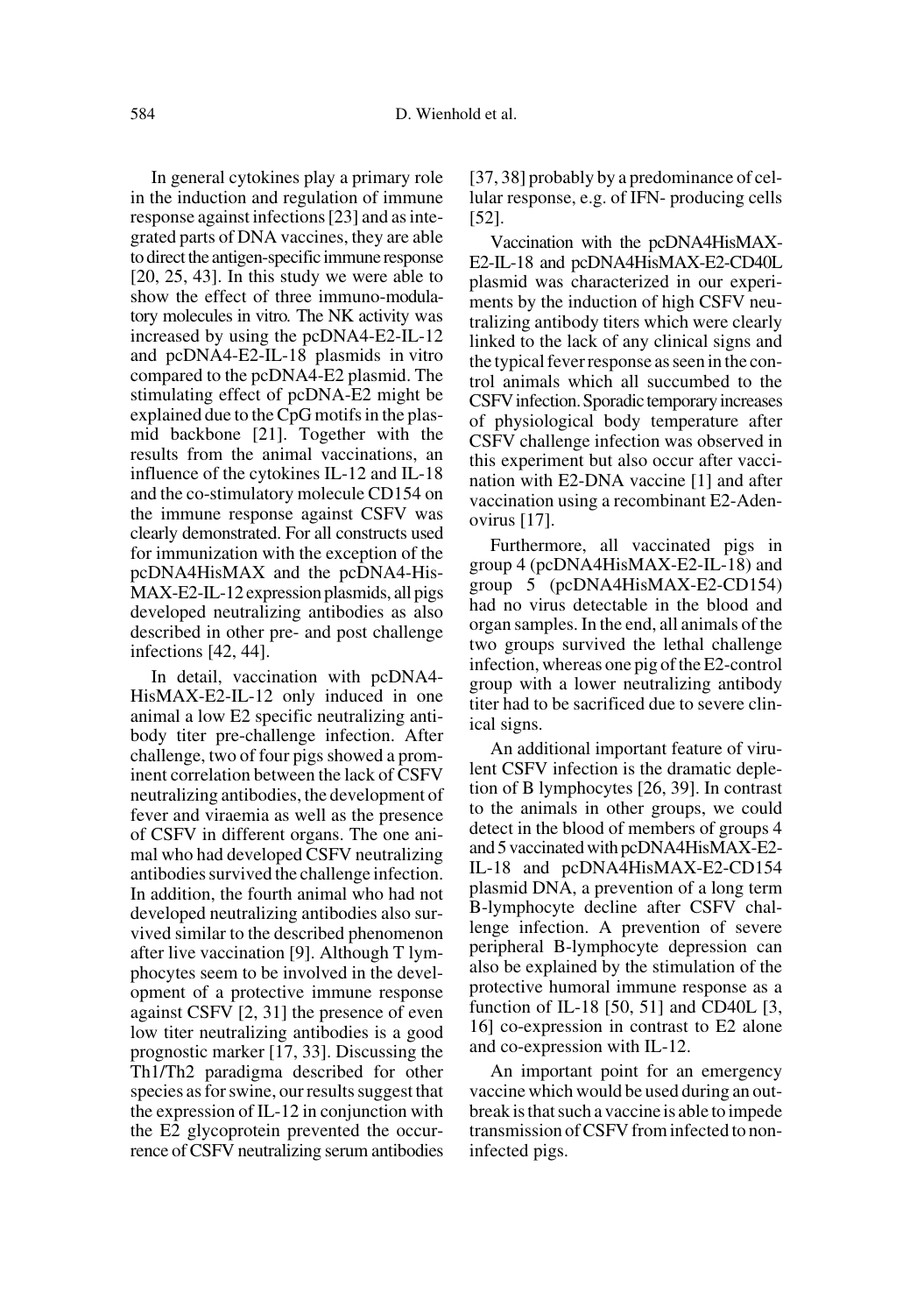In general cytokines play a primary role in the induction and regulation of immune response against infections [23] and as integrated parts of DNA vaccines, they are able to direct the antigen-specific immune response [20, 25, 43]. In this study we were able to show the effect of three immuno-modulatory molecules in vitro. The NK activity was increased by using the pcDNA4-E2-IL-12 and pcDNA4-E2-IL-18 plasmids in vitro compared to the pcDNA4-E2 plasmid. The stimulating effect of pcDNA-E2 might be explained due to the CpG motifs in the plasmid backbone [21]. Together with the results from the animal vaccinations, an influence of the cytokines IL-12 and IL-18 and the co-stimulatory molecule CD154 on the immune response against CSFV was clearly demonstrated. For all constructs used for immunization with the exception of the pcDNA4HisMAX and the pcDNA4-HisMAX-E2-IL-12 expression plasmids, all pigs developed neutralizing antibodies as also described in other pre- and post challenge infections [42, 44].

In detail, vaccination with pcDNA4-HisMAX-E2-IL-12 only induced in one animal a low E2 specific neutralizing antibody titer pre-challenge infection. After challenge, two of four pigs showed a prominent correlation between the lack of CSFV neutralizing antibodies, the development of fever and viraemia as well as the presence of CSFV in different organs. The one animal who had developed CSFV neutralizing antibodies survived the challenge infection. In addition, the fourth animal who had not developed neutralizing antibodies also survived similar to the described phenomenon after live vaccination [9]. Although T lymphocytes seem to be involved in the development of a protective immune response against CSFV [2, 31] the presence of even low titer neutralizing antibodies is a good prognostic marker [17, 33]. Discussing the Th1/Th2 paradigma described for other species as for swine, our results suggest that the expression of IL-12 in conjunction with the E2 glycoprotein prevented the occurrence of CSFV neutralizing serum antibodies [37, 38] probably by a predominance of cellular response, e.g. of IFN- producing cells [52].

Vaccination with the pcDNA4HisMAX-E2-IL-18 and pcDNA4HisMAX-E2-CD40L plasmid was characterized in our experiments by the induction of high CSFV neutralizing antibody titers which were clearly linked to the lack of any clinical signs and the typical fever response as seen in the control animals which all succumbed to the CSFV infection. Sporadic temporary increases of physiological body temperature after CSFV challenge infection was observed in this experiment but also occur after vaccination with E2-DNA vaccine [1] and after vaccination using a recombinant E2-Adenovirus [17].

Furthermore, all vaccinated pigs in group 4 (pcDNA4HisMAX-E2-IL-18) and group 5 (pcDNA4HisMAX-E2-CD154) had no virus detectable in the blood and organ samples. In the end, all animals of the two groups survived the lethal challenge infection, whereas one pig of the E2-control group with a lower neutralizing antibody titer had to be sacrificed due to severe clinical signs.

An additional important feature of virulent CSFV infection is the dramatic depletion of B lymphocytes [26, 39]. In contrast to the animals in other groups, we could detect in the blood of members of groups 4 and 5 vaccinated with pcDNA4HisMAX-E2-IL-18 and pcDNA4HisMAX-E2-CD154 plasmid DNA, a prevention of a long term B-lymphocyte decline after CSFV challenge infection. A prevention of severe peripheral B-lymphocyte depression can also be explained by the stimulation of the protective humoral immune response as a function of IL-18 [50, 51] and CD40L [3, 16] co-expression in contrast to E2 alone and co-expression with IL-12.

An important point for an emergency vaccine which would be used during an outbreak is that such a vaccine is able to impede transmission of CSFV from infected to non-infected pigs.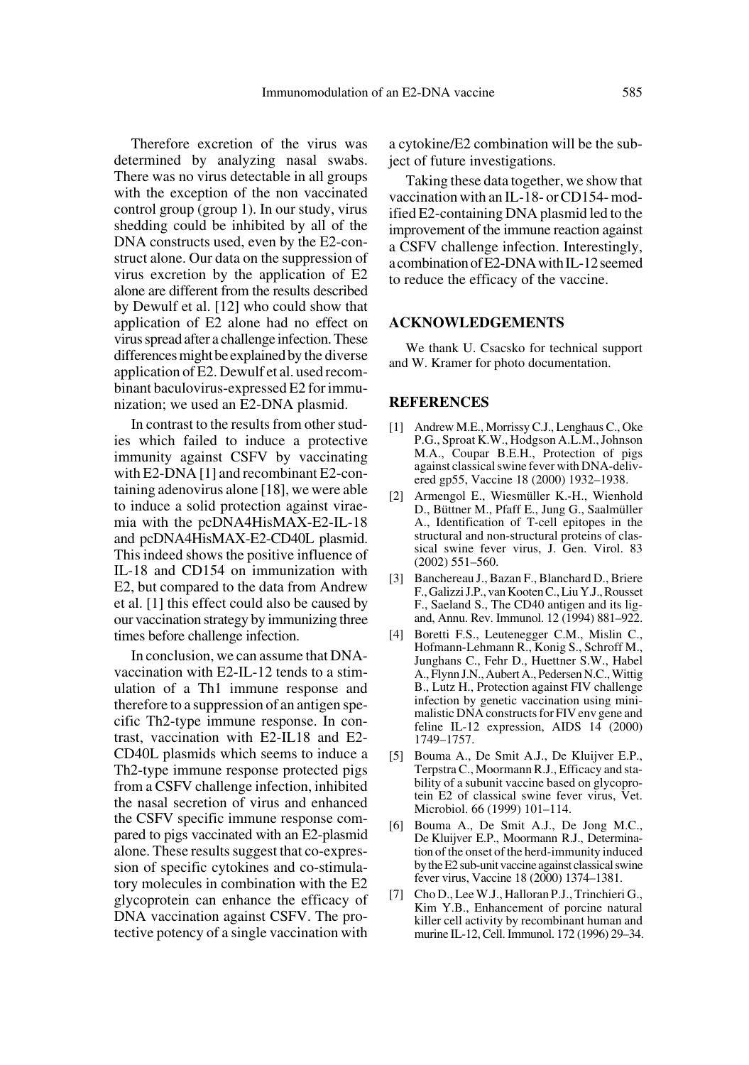Therefore excretion of the virus was determined by analyzing nasal swabs. There was no virus detectable in all groups with the exception of the non vaccinated control group (group 1). In our study, virus shedding could be inhibited by all of the DNA constructs used, even by the E2-construct alone. Our data on the suppression of virus excretion by the application of E2 alone are different from the results described by Dewulf et al. [12] who could show that application of E2 alone had no effect on virus spread after a challenge infection. These differences might be explained by the diverse application of E2. Dewulf et al. used recombinant baculovirus-expressed E2 for immunization; we used an E2-DNA plasmid.

In contrast to the results from other studies which failed to induce a protective immunity against CSFV by vaccinating with E2-DNA [1] and recombinant E2-containing adenovirus alone [18], we were able to induce a solid protection against viraemia with the pcDNA4HisMAX-E2-IL-18 and pcDNA4HisMAX-E2-CD40L plasmid. This indeed shows the positive influence of IL-18 and CD154 on immunization with E2, but compared to the data from Andrew et al. [1] this effect could also be caused by our vaccination strategy by immunizing three times before challenge infection.

In conclusion, we can assume that DNA-vaccination with E2-IL-12 tends to a stimulation of a Th1 immune response and therefore to a suppression of an antigen specific Th2-type immune response. In contrast, vaccination with E2-IL18 and E2-CD40L plasmids which seems to induce a Th2-type immune response protected pigs from a CSFV challenge infection, inhibited the nasal secretion of virus and enhanced the CSFV specific immune response compared to pigs vaccinated with an E2-plasmid alone. These results suggest that co-expression of specific cytokines and co-stimulatory molecules in combination with the E2 glycoprotein can enhance the efficacy of DNA vaccination against CSFV. The protective potency of a single vaccination with a cytokine/E2 combination will be the subject of future investigations.

Taking these data together, we show that vaccination with an IL-18- or CD154- modified E2-containing DNA plasmid led to the improvement of the immune reaction against a CSFV challenge infection. Interestingly, a combination of E2-DNA with IL-12 seemed to reduce the efficacy of the vaccine.

## ACKNOWLEDGEMENTS

We thank U. Csacsko for technical support and W. Kramer for photo documentation.

## REFERENCES

[1] Andrew M.E., Morrissy C.J., Lenghaus C., Oke P.G., Sproat K.W., Hodgson A.L.M., Johnson M.A., Coupar B.E.H., Protection of pigs against classical swine fever with DNA-delivered gp55, Vaccine 18 (2000) 1932–1938.

[2] Armengol E., Wiesmüller K.-H., Wienhold D., Büttner M., Pfaff E., Jung G., Saalmüller A., Identification of T-cell epitopes in the structural and non-structural proteins of classical swine fever virus, J. Gen. Virol. 83 (2002) 551–560.

[3] Banchereau J., Bazan F., Blanchard D., Briere F., Galizzi J.P., van Kooten C., Liu Y.J., Rousset F., Saeland S., The CD40 antigen and its ligand, Annu. Rev. Immunol. 12 (1994) 881–922.

[4] Boretti F.S., Leutenegger C.M., Mislin C., Hofmann-Lehmann R., Konig S., Schroff M., Junghans C., Fehr D., Huettner S.W., Habel A., Flynn J.N., Aubert A., Pedersen N.C., Wittig B., Lutz H., Protection against FIV challenge infection by genetic vaccination using minimalistic DNA constructs for FIV env gene and feline IL-12 expression, AIDS 14 (2000) 1749–1757.

[5] Bouma A., De Smit A.J., De Kluijver E.P., Terpstra C., Moormann R.J., Efficacy and stability of a subunit vaccine based on glycoprotein E2 of classical swine fever virus, Vet. Microbiol. 66 (1999) 101–114.

[6] Bouma A., De Smit A.J., De Jong M.C., De Kluijver E.P., Moormann R.J., Determination of the onset of the herd-immunity induced by the E2 sub-unit vaccine against classical swine fever virus, Vaccine 18 (2000) 1374–1381.

[7] Cho D., Lee W.J., Halloran P.J., Trinchieri G., Kim Y.B., Enhancement of porcine natural killer cell activity by recombinant human and murine IL-12, Cell. Immunol. 172 (1996) 29–34.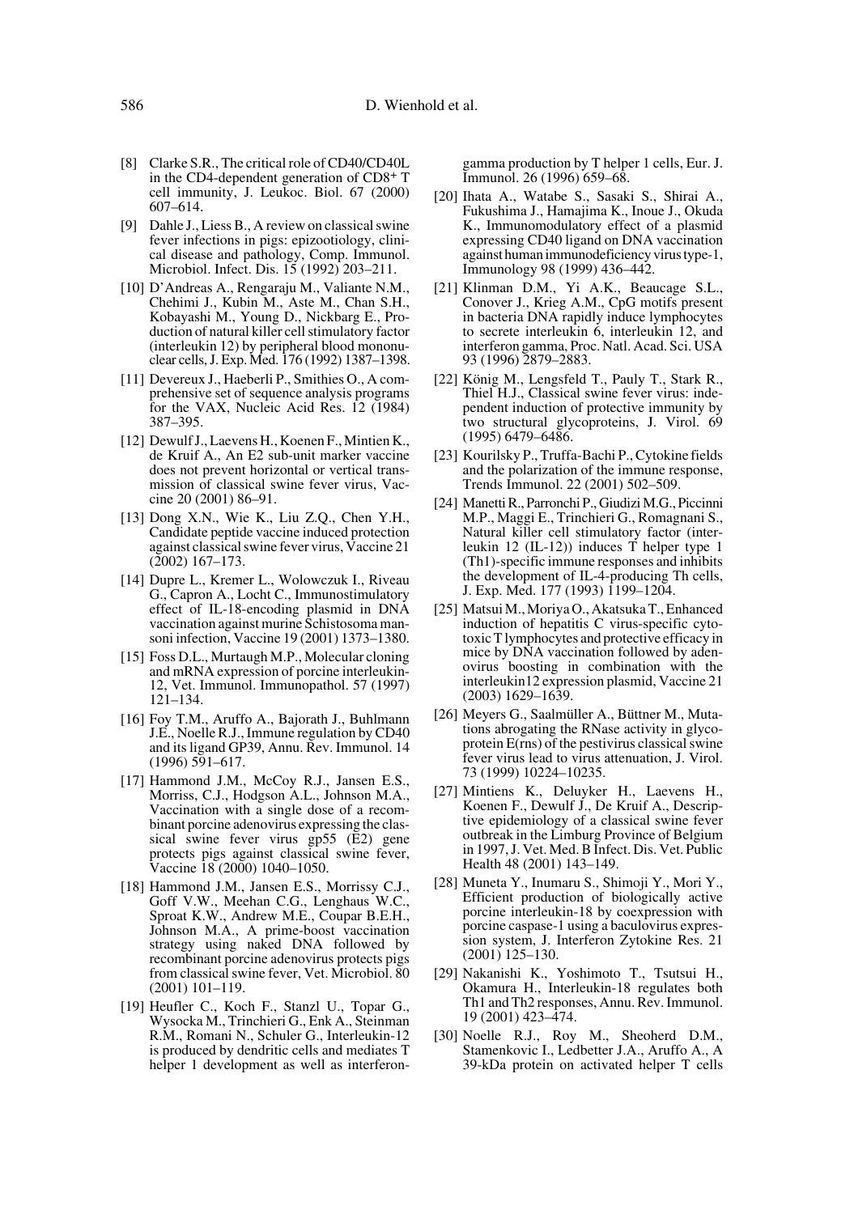[8] Clarke S.R., The critical role of CD40/CD40L in the CD4-dependent generation of CD8+ T cell immunity, J. Leukoc. Biol. 67 (2000) 607–614.

[9] Dahle J., Liess B., A review on classical swine fever infections in pigs: epizootiology, clinical disease and pathology, Comp. Immunol. Microbiol. Infect. Dis. 15 (1992) 203–211.

[10] D'Andreas A., Rengaraju M., Valiante N.M., Chehimi J., Kubin M., Aste M., Chan S.H., Kobayashi M., Young D., Nickbarg E., Production of natural killer cell stimulatory factor (interleukin 12) by peripheral blood mononuclear cells, J. Exp. Med. 176 (1992) 1387–1398.

[11] Devereux J., Haeberli P., Smithies O., A comprehensive set of sequence analysis programs for the VAX, Nucleic Acid Res. 12 (1984) 387–395.

[12] Dewulf J., Laevens H., Koenen F., Mintien K., de Kruif A., An E2 sub-unit marker vaccine does not prevent horizontal or vertical transmission of classical swine fever virus, Vaccine 20 (2001) 86–91.

[13] Dong X.N., Wie K., Liu Z.Q., Chen Y.H., Candidate peptide vaccine induced protection against classical swine fever virus, Vaccine 21 (2002) 167–173.

[14] Dupre L., Kremer L., Wolowczuk I., Riveau G., Capron A., Locht C., Immunostimulatory effect of IL-18-encoding plasmid in DNA vaccination against murine Schistosoma mansoni infection, Vaccine 19 (2001) 1373–1380.

[15] Foss D.L., Murtaugh M.P., Molecular cloning and mRNA expression of porcine interleukin-12, Vet. Immunol. Immunopathol. 57 (1997) 121–134.

[16] Foy T.M., Aruffo A., Bajorath J., Buhlmann J.E., Noelle R.J., Immune regulation by CD40 and its ligand GP39, Annu. Rev. Immunol. 14 (1996) 591–617.

[17] Hammond J.M., McCoy R.J., Jansen E.S., Morriss, C.J., Hodgson A.L., Johnson M.A., Vaccination with a single dose of a recombinant porcine adenovirus expressing the classical swine fever virus gp55 (E2) gene protects pigs against classical swine fever, Vaccine 18 (2000) 1040–1050.

[18] Hammond J.M., Jansen E.S., Morrissy C.J., Goff V.W., Meehan C.G., Lenghaus W.C., Sproat K.W., Andrew M.E., Coupar B.E.H., Johnson M.A., A prime-boost vaccination strategy using naked DNA followed by recombinant porcine adenovirus protects pigs from classical swine fever, Vet. Microbiol. 80 (2001) 101–119.

[19] Heufler C., Koch F., Stanzl U., Topar G., Wysocka M., Trinchieri G., Enk A., Steinman R.M., Romani N., Schuler G., Interleukin-12 is produced by dendritic cells and mediates T helper 1 development as well as interferon-gamma production by T helper 1 cells, Eur. J. Immunol. 26 (1996) 659–68.

[20] Ihata A., Watabe S., Sasaki S., Shirai A., Fukushima J., Hamajima K., Inoue J., Okuda K., Immunomodulatory effect of a plasmid expressing CD40 ligand on DNA vaccination against human immunodeficiency virus type-1, Immunology 98 (1999) 436–442.

[21] Klinman D.M., Yi A.K., Beaucage S.L., Conover J., Krieg A.M., CpG motifs present in bacteria DNA rapidly induce lymphocytes to secrete interleukin 6, interleukin 12, and interferon gamma, Proc. Natl. Acad. Sci. USA 93 (1996) 2879–2883.

[22] König M., Lengsfeld T., Pauly T., Stark R., Thiel H.J., Classical swine fever virus: independent induction of protective immunity by two structural glycoproteins, J. Virol. 69 (1995) 6479–6486.

[23] Kourilsky P., Truffa-Bachi P., Cytokine fields and the polarization of the immune response, Trends Immunol. 22 (2001) 502–509.

[24] Manetti R., Parronchi P., Giudizi M.G., Piccinni M.P., Maggi E., Trinchieri G., Romagnani S., Natural killer cell stimulatory factor (interleukin 12 (IL-12)) induces T helper type 1 (Th1)-specific immune responses and inhibits the development of IL-4-producing Th cells, J. Exp. Med. 177 (1993) 1199–1204.

[25] Matsui M., Moriya O., Akatsuka T., Enhanced induction of hepatitis C virus-specific cytotoxic T lymphocytes and protective efficacy in mice by DNA vaccination followed by adenovirus boosting in combination with the interleukin12 expression plasmid, Vaccine 21 (2003) 1629–1639.

[26] Meyers G., Saalmüller A., Büttner M., Mutations abrogating the RNase activity in glycoprotein E(rns) of the pestivirus classical swine fever virus lead to virus attenuation, J. Virol. 73 (1999) 10224–10235.

[27] Mintiens K., Deluyker H., Laevens H., Koenen F., Dewulf J., De Kruif A., Descriptive epidemiology of a classical swine fever outbreak in the Limburg Province of Belgium in 1997, J. Vet. Med. B Infect. Dis. Vet. Public Health 48 (2001) 143–149.

[28] Muneta Y., Inumaru S., Shimoji Y., Mori Y., Efficient production of biologically active porcine interleukin-18 by coexpression with porcine caspase-1 using a baculovirus expression system, J. Interferon Zytokine Res. 21 (2001) 125–130.

[29] Nakanishi K., Yoshimoto T., Tsutsui H., Okamura H., Interleukin-18 regulates both Th1 and Th2 responses, Annu. Rev. Immunol. 19 (2001) 423–474.

[30] Noelle R.J., Roy M., Sheoherd D.M., Stamenkovic I., Ledbetter J.A., Aruffo A., A 39-kDa protein on activated helper T cells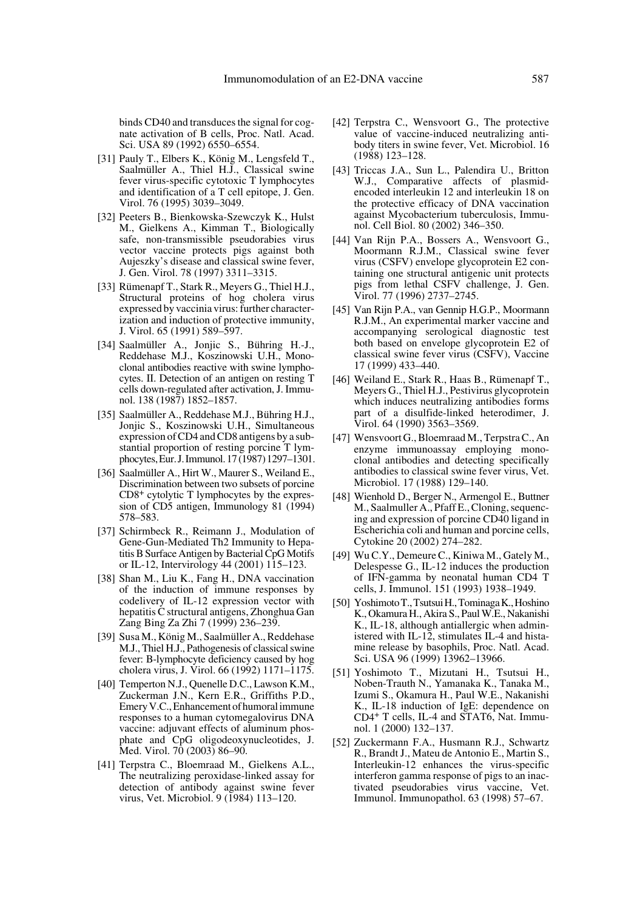binds CD40 and transduces the signal for cognate activation of B cells, Proc. Natl. Acad. Sci. USA 89 (1992) 6550–6554.

[31] Pauly T., Elbers K., König M., Lengsfeld T., Saalmüller A., Thiel H.J., Classical swine fever virus-specific cytotoxic T lymphocytes and identification of a T cell epitope, J. Gen. Virol. 76 (1995) 3039–3049.

[32] Peeters B., Bienkowska-Szewczyk K., Hulst M., Gielkens A., Kimman T., Biologically safe, non-transmissible pseudorabies virus vector vaccine protects pigs against both Aujeszky's disease and classical swine fever, J. Gen. Virol. 78 (1997) 3311–3315.

[33] Rümenapf T., Stark R., Meyers G., Thiel H.J., Structural proteins of hog cholera virus expressed by vaccinia virus: further characterization and induction of protective immunity, J. Virol. 65 (1991) 589–597.

[34] Saalmüller A., Jonjic S., Bühring H.-J., Reddehase M.J., Koszinowski U.H., Monoclonal antibodies reactive with swine lymphocytes. II. Detection of an antigen on resting T cells down-regulated after activation, J. Immunol. 138 (1987) 1852–1857.

[35] Saalmüller A., Reddehase M.J., Bühring H.J., Jonjic S., Koszinowski U.H., Simultaneous expression of CD4 and CD8 antigens by a substantial proportion of resting porcine T lymphocytes, Eur. J. Immunol. 17 (1987) 1297–1301.

[36] Saalmüller A., Hirt W., Maurer S., Weiland E., Discrimination between two subsets of porcine CD8+ cytolytic T lymphocytes by the expression of CD5 antigen, Immunology 81 (1994) 578–583.

[37] Schirmbeck R., Reimann J., Modulation of Gene-Gun-Mediated Th2 Immunity to Hepatitis B Surface Antigen by Bacterial CpG Motifs or IL-12, Intervirology 44 (2001) 115–123.

[38] Shan M., Liu K., Fang H., DNA vaccination of the induction of immune responses by codelivery of IL-12 expression vector with hepatitis C structural antigens, Zhonghua Gan Zang Bing Za Zhi 7 (1999) 236–239.

[39] Susa M., König M., Saalmüller A., Reddehase M.J., Thiel H.J., Pathogenesis of classical swine fever: B-lymphocyte deficiency caused by hog cholera virus, J. Virol. 66 (1992) 1171–1175.

[40] Temperton N.J., Quenelle D.C., Lawson K.M., Zuckerman J.N., Kern E.R., Griffiths P.D., Emery V.C., Enhancement of humoral immune responses to a human cytomegalovirus DNA vaccine: adjuvant effects of aluminum phosphate and CpG oligodeoxynucleotides, J. Med. Virol. 70 (2003) 86–90.

[41] Terpstra C., Bloemraad M., Gielkens A.L., The neutralizing peroxidase-linked assay for detection of antibody against swine fever virus, Vet. Microbiol. 9 (1984) 113–120.

[42] Terpstra C., Wensvoort G., The protective value of vaccine-induced neutralizing antibody titers in swine fever, Vet. Microbiol. 16 (1988) 123–128.

[43] Triccas J.A., Sun L., Palendira U., Britton W.J., Comparative affects of plasmid-encoded interleukin 12 and interleukin 18 on the protective efficacy of DNA vaccination against Mycobacterium tuberculosis, Immunol. Cell Biol. 80 (2002) 346–350.

[44] Van Rijn P.A., Bossers A., Wensvoort G., Moormann R.J.M., Classical swine fever virus (CSFV) envelope glycoprotein E2 containing one structural antigenic unit protects pigs from lethal CSFV challenge, J. Gen. Virol. 77 (1996) 2737–2745.

[45] Van Rijn P.A., van Gennip H.G.P., Moormann R.J.M., An experimental marker vaccine and accompanying serological diagnostic test both based on envelope glycoprotein E2 of classical swine fever virus (CSFV), Vaccine 17 (1999) 433–440.

[46] Weiland E., Stark R., Haas B., Rümenapf T., Meyers G., Thiel H.J., Pestivirus glycoprotein which induces neutralizing antibodies forms part of a disulfide-linked heterodimer, J. Virol. 64 (1990) 3563–3569.

[47] Wensvoort G., Bloemraad M., Terpstra C., An enzyme immunoassay employing monoclonal antibodies and detecting specifically antibodies to classical swine fever virus, Vet. Microbiol. 17 (1988) 129–140.

[48] Wienhold D., Berger N., Armengol E., Buttner M., Saalmuller A., Pfaff E., Cloning, sequencing and expression of porcine CD40 ligand in Escherichia coli and human and porcine cells, Cytokine 20 (2002) 274–282.

[49] Wu C.Y., Demeure C., Kiniwa M., Gately M., Delespesse G., IL-12 induces the production of IFN-gamma by neonatal human CD4 T cells, J. Immunol. 151 (1993) 1938–1949.

[50] Yoshimoto T., Tsutsui H., Tominaga K., Hoshino K., Okamura H., Akira S., Paul W.E., Nakanishi K., IL-18, although antiallergic when administered with IL-12, stimulates IL-4 and histamine release by basophils, Proc. Natl. Acad. Sci. USA 96 (1999) 13962–13966.

[51] Yoshimoto T., Mizutani H., Tsutsui H., Noben-Trauth N., Yamanaka K., Tanaka M., Izumi S., Okamura H., Paul W.E., Nakanishi K., IL-18 induction of IgE: dependence on CD4+ T cells, IL-4 and STAT6, Nat. Immunol. 1 (2000) 132–137.

[52] Zuckermann F.A., Husmann R.J., Schwartz R., Brandt J., Mateu de Antonio E., Martin S., Interleukin-12 enhances the virus-specific interferon gamma response of pigs to an inactivated pseudorabies virus vaccine, Vet. Immunol. Immunopathol. 63 (1998) 57–67.